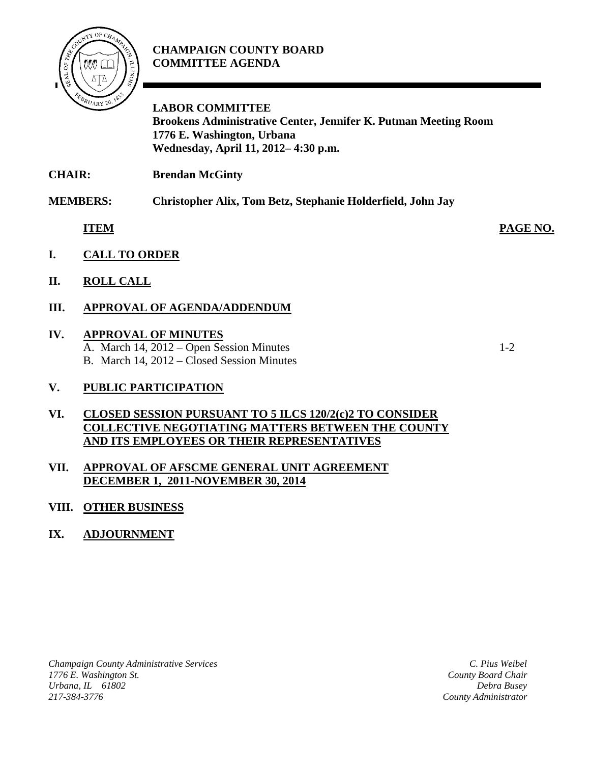**CHAMPAIGN COUNTY BOARD**
**COMMITTEE AGENDA**

**LABOR COMMITTEE**
**Brookens Administrative Center, Jennifer K. Putman Meeting Room**
**1776 E. Washington, Urbana**
**Wednesday, April 11, 2012– 4:30 p.m.**

**CHAIR:** **Brendan McGinty**

**MEMBERS:** **Christopher Alix, Tom Betz, Stephanie Holderfield, John Jay**

| | **ITEM** | **PAGE NO.** |
|---|---|---|
| **I.** | **CALL TO ORDER** | |
| **II.** | **ROLL CALL** | |
| **III.** | **APPROVAL OF AGENDA/ADDENDUM** | |
| **IV.** | **APPROVAL OF MINUTES** | |
| | A. March 14, 2012 – Open Session Minutes | 1-2 |
| | B. March 14, 2012 – Closed Session Minutes | |
| **V.** | **PUBLIC PARTICIPATION** | |
| **VI.** | **CLOSED SESSION PURSUANT TO 5 ILCS 120/2(c)2 TO CONSIDER COLLECTIVE NEGOTIATING MATTERS BETWEEN THE COUNTY AND ITS EMPLOYEES OR THEIR REPRESENTATIVES** | |
| **VII.** | **APPROVAL OF AFSCME GENERAL UNIT AGREEMENT DECEMBER 1, 2011-NOVEMBER 30, 2014** | |
| **VIII.** | **OTHER BUSINESS** | |
| **IX.** | **ADJOURNMENT** | |

*Champaign County Administrative Services*
*1776 E. Washington St.*
*Urbana, IL 61802*
*217-384-3776*

*C. Pius Weibel*
*County Board Chair*
*Debra Busey*
*County Administrator*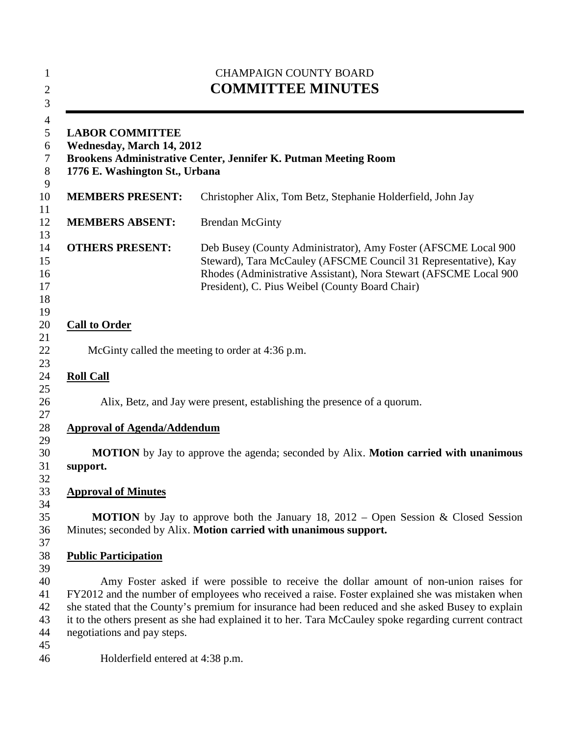CHAMPAIGN COUNTY BOARD

# COMMITTEE MINUTES

**LABOR COMMITTEE**
**Wednesday, March 14, 2012**
**Brookens Administrative Center, Jennifer K. Putman Meeting Room**
**1776 E. Washington St., Urbana**

| | |
|---|---|
| **MEMBERS PRESENT:** | Christopher Alix, Tom Betz, Stephanie Holderfield, John Jay |
| **MEMBERS ABSENT:** | Brendan McGinty |
| **OTHERS PRESENT:** | Deb Busey (County Administrator), Amy Foster (AFSCME Local 900 Steward), Tara McCauley (AFSCME Council 31 Representative), Kay Rhodes (Administrative Assistant), Nora Stewart (AFSCME Local 900 President), C. Pius Weibel (County Board Chair) |

## Call to Order

McGinty called the meeting to order at 4:36 p.m.

## Roll Call

Alix, Betz, and Jay were present, establishing the presence of a quorum.

## Approval of Agenda/Addendum

**MOTION** by Jay to approve the agenda; seconded by Alix. **Motion carried with unanimous support.**

## Approval of Minutes

**MOTION** by Jay to approve both the January 18, 2012 – Open Session & Closed Session Minutes; seconded by Alix. **Motion carried with unanimous support.**

## Public Participation

Amy Foster asked if were possible to receive the dollar amount of non-union raises for FY2012 and the number of employees who received a raise. Foster explained she was mistaken when she stated that the County's premium for insurance had been reduced and she asked Busey to explain it to the others present as she had explained it to her. Tara McCauley spoke regarding current contract negotiations and pay steps.

Holderfield entered at 4:38 p.m.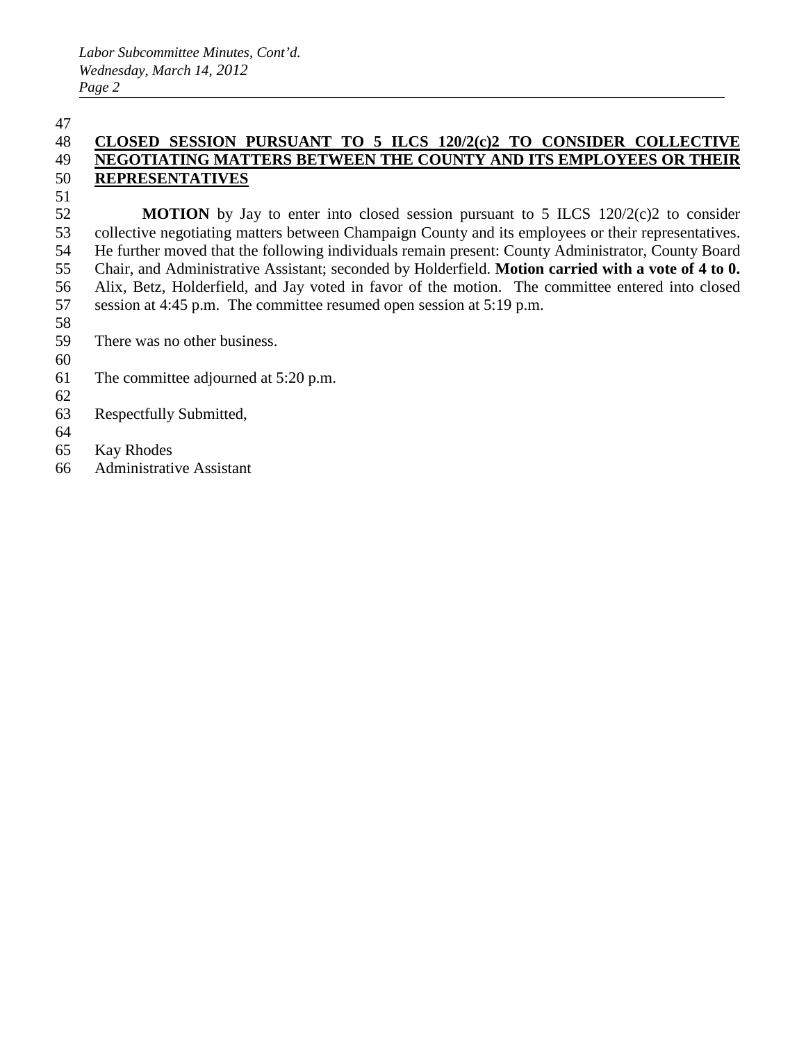**CLOSED SESSION PURSUANT TO 5 ILCS 120/2(c)2 TO CONSIDER COLLECTIVE NEGOTIATING MATTERS BETWEEN THE COUNTY AND ITS EMPLOYEES OR THEIR REPRESENTATIVES**

**MOTION** by Jay to enter into closed session pursuant to 5 ILCS 120/2(c)2 to consider collective negotiating matters between Champaign County and its employees or their representatives. He further moved that the following individuals remain present: County Administrator, County Board Chair, and Administrative Assistant; seconded by Holderfield. **Motion carried with a vote of 4 to 0.** Alix, Betz, Holderfield, and Jay voted in favor of the motion. The committee entered into closed session at 4:45 p.m. The committee resumed open session at 5:19 p.m.

There was no other business.

The committee adjourned at 5:20 p.m.

Respectfully Submitted,

Kay Rhodes
Administrative Assistant